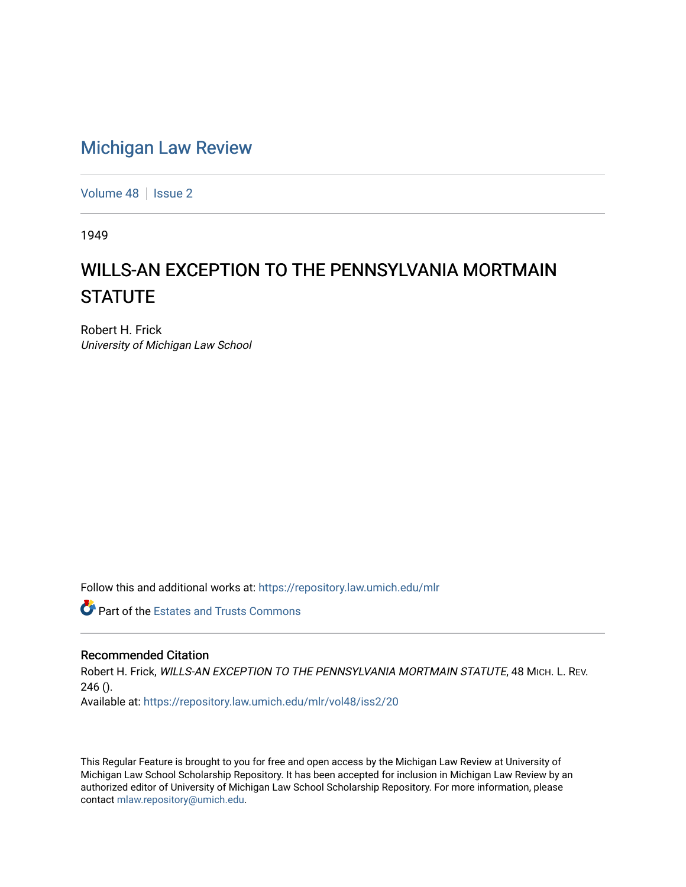# Michigan Law Review

Volume 48 | Issue 2

1949

## WILLS-AN EXCEPTION TO THE PENNSYLVANIA MORTMAIN STATUTE

Robert H. Frick
*University of Michigan Law School*

Follow this and additional works at: https://repository.law.umich.edu/mlr

Part of the Estates and Trusts Commons

### Recommended Citation

Robert H. Frick, *WILLS-AN EXCEPTION TO THE PENNSYLVANIA MORTMAIN STATUTE*, 48 MICH. L. REV. 246 ().
Available at: https://repository.law.umich.edu/mlr/vol48/iss2/20

This Regular Feature is brought to you for free and open access by the Michigan Law Review at University of Michigan Law School Scholarship Repository. It has been accepted for inclusion in Michigan Law Review by an authorized editor of University of Michigan Law School Scholarship Repository. For more information, please contact mlaw.repository@umich.edu.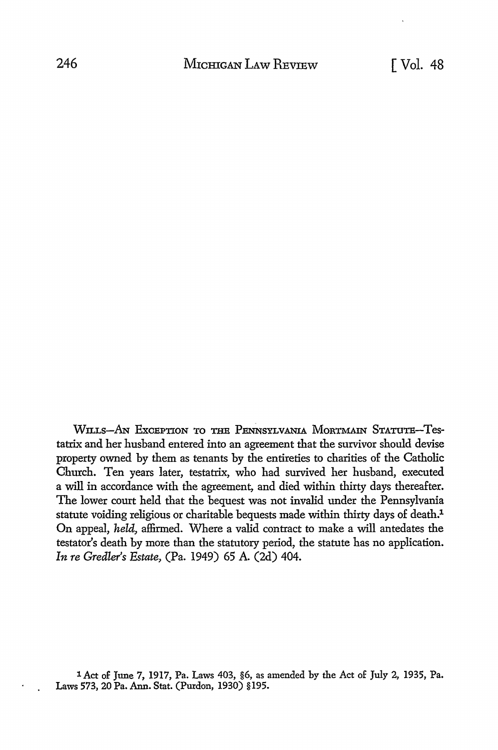WILLS—AN EXCEPTION TO THE PENNSYLVANIA MORTMAIN STATUTE—Testatrix and her husband entered into an agreement that the survivor should devise property owned by them as tenants by the entireties to charities of the Catholic Church. Ten years later, testatrix, who had survived her husband, executed a will in accordance with the agreement, and died within thirty days thereafter. The lower court held that the bequest was not invalid under the Pennsylvania statute voiding religious or charitable bequests made within thirty days of death.[1] On appeal, *held,* affirmed. Where a valid contract to make a will antedates the testator's death by more than the statutory period, the statute has no application. *In re Gredler's Estate,* (Pa. 1949) 65 A. (2d) 404.

[1] Act of June 7, 1917, Pa. Laws 403, §6, as amended by the Act of July 2, 1935, Pa. Laws 573, 20 Pa. Ann. Stat. (Purdon, 1930) §195.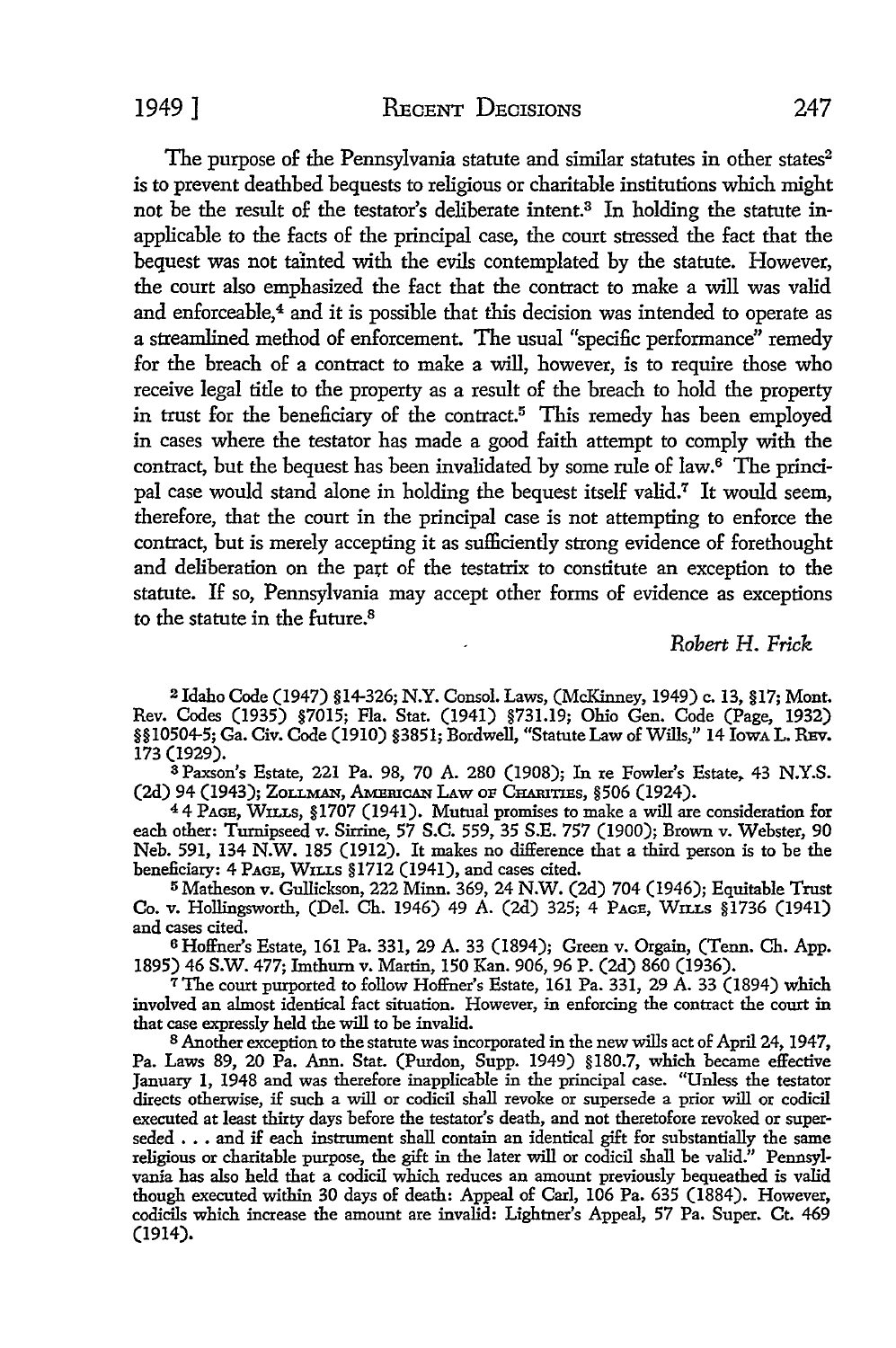The purpose of the Pennsylvania statute and similar statutes in other states[2] is to prevent deathbed bequests to religious or charitable institutions which might not be the result of the testator's deliberate intent.[3] In holding the statute inapplicable to the facts of the principal case, the court stressed the fact that the bequest was not tainted with the evils contemplated by the statute. However, the court also emphasized the fact that the contract to make a will was valid and enforceable,[4] and it is possible that this decision was intended to operate as a streamlined method of enforcement. The usual "specific performance" remedy for the breach of a contract to make a will, however, is to require those who receive legal title to the property as a result of the breach to hold the property in trust for the beneficiary of the contract.[5] This remedy has been employed in cases where the testator has made a good faith attempt to comply with the contract, but the bequest has been invalidated by some rule of law.[6] The principal case would stand alone in holding the bequest itself valid.[7] It would seem, therefore, that the court in the principal case is not attempting to enforce the contract, but is merely accepting it as sufficiently strong evidence of forethought and deliberation on the part of the testatrix to constitute an exception to the statute. If so, Pennsylvania may accept other forms of evidence as exceptions to the statute in the future.[8]

*Robert H. Frick*

---

[2] Idaho Code (1947) §14-326; N.Y. Consol. Laws, (McKinney, 1949) c. 13, §17; Mont. Rev. Codes (1935) §7015; Fla. Stat. (1941) §731.19; Ohio Gen. Code (Page, 1932) §§10504-5; Ga. Civ. Code (1910) §3851; Bordwell, "Statute Law of Wills," 14 IOWA L. REV. 173 (1929).

[3] Paxson's Estate, 221 Pa. 98, 70 A. 280 (1908); In re Fowler's Estate, 43 N.Y.S. (2d) 94 (1943); ZOLLMAN, AMERICAN LAW OF CHARITIES, §506 (1924).

[4] 4 PAGE, WILLS, §1707 (1941). Mutual promises to make a will are consideration for each other: Turnipseed v. Sirrine, 57 S.C. 559, 35 S.E. 757 (1900); Brown v. Webster, 90 Neb. 591, 134 N.W. 185 (1912). It makes no difference that a third person is to be the beneficiary: 4 PAGE, WILLS §1712 (1941), and cases cited.

[5] Matheson v. Gullickson, 222 Minn. 369, 24 N.W. (2d) 704 (1946); Equitable Trust Co. v. Hollingsworth, (Del. Ch. 1946) 49 A. (2d) 325; 4 PAGE, WILLS §1736 (1941) and cases cited.

[6] Hoffner's Estate, 161 Pa. 331, 29 A. 33 (1894); Green v. Orgain, (Tenn. Ch. App. 1895) 46 S.W. 477; Imthurn v. Martin, 150 Kan. 906, 96 P. (2d) 860 (1936).

[7] The court purported to follow Hoffner's Estate, 161 Pa. 331, 29 A. 33 (1894) which involved an almost identical fact situation. However, in enforcing the contract the court in that case expressly held the will to be invalid.

[8] Another exception to the statute was incorporated in the new wills act of April 24, 1947, Pa. Laws 89, 20 Pa. Ann. Stat. (Purdon, Supp. 1949) §180.7, which became effective January 1, 1948 and was therefore inapplicable in the principal case. "Unless the testator directs otherwise, if such a will or codicil shall revoke or supersede a prior will or codicil executed at least thirty days before the testator's death, and not theretofore revoked or superseded . . . and if each instrument shall contain an identical gift for substantially the same religious or charitable purpose, the gift in the later will or codicil shall be valid." Pennsylvania has also held that a codicil which reduces an amount previously bequeathed is valid though executed within 30 days of death: Appeal of Carl, 106 Pa. 635 (1884). However, codicils which increase the amount are invalid: Lightner's Appeal, 57 Pa. Super. Ct. 469 (1914).